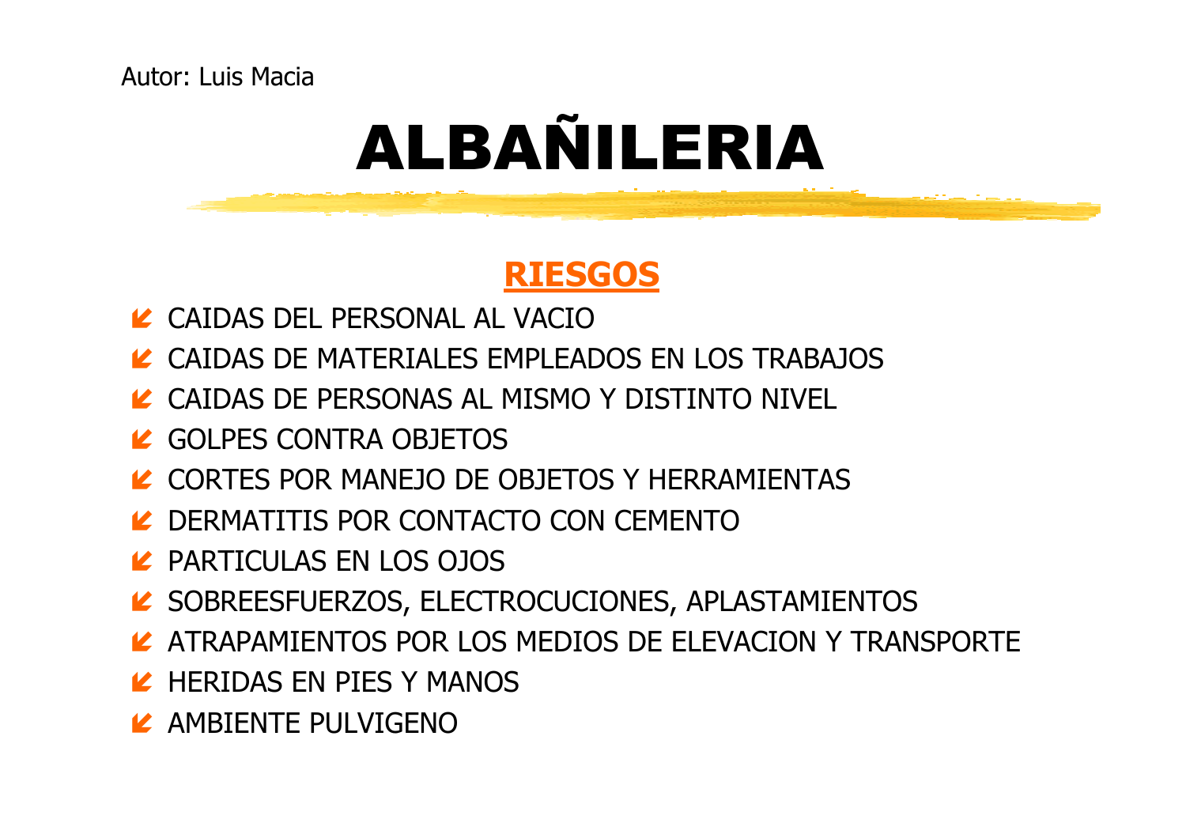Autor: Luis Macia

# ALBAÑILERIA

## RIESGOS

- CAIDAS DEL PERSONAL AL VACIO
- CAIDAS DE MATERIALES EMPLEADOS EN LOS TRABAJOS
- CAIDAS DE PERSONAS AL MISMO Y DISTINTO NIVEL
- GOLPES CONTRA OBJETOS
- CORTES POR MANEJO DE OBJETOS Y HERRAMIENTAS
- DERMATITIS POR CONTACTO CON CEMENTO
- PARTICULAS EN LOS OJOS
- SOBREESFUERZOS, ELECTROCUCIONES, APLASTAMIENTOS
- ATRAPAMIENTOS POR LOS MEDIOS DE ELEVACION Y TRANSPORTE
- HERIDAS EN PIES Y MANOS
- AMBIENTE PULVIGENO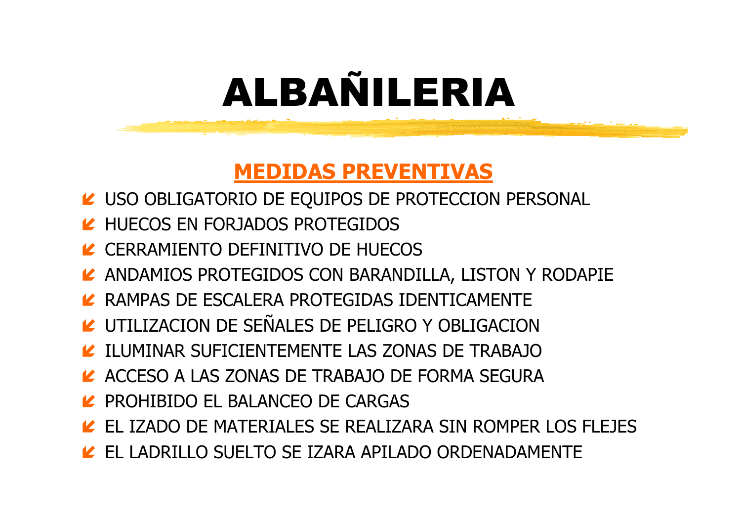# ALBAÑILERIA

## MEDIDAS PREVENTIVAS

- USO OBLIGATORIO DE EQUIPOS DE PROTECCION PERSONAL
- HUECOS EN FORJADOS PROTEGIDOS
- CERRAMIENTO DEFINITIVO DE HUECOS
- ANDAMIOS PROTEGIDOS CON BARANDILLA, LISTON Y RODAPIE
- RAMPAS DE ESCALERA PROTEGIDAS IDENTICAMENTE
- UTILIZACION DE SEÑALES DE PELIGRO Y OBLIGACION
- ILUMINAR SUFICIENTEMENTE LAS ZONAS DE TRABAJO
- ACCESO A LAS ZONAS DE TRABAJO DE FORMA SEGURA
- PROHIBIDO EL BALANCEO DE CARGAS
- EL IZADO DE MATERIALES SE REALIZARA SIN ROMPER LOS FLEJES
- EL LADRILLO SUELTO SE IZARA APILADO ORDENADAMENTE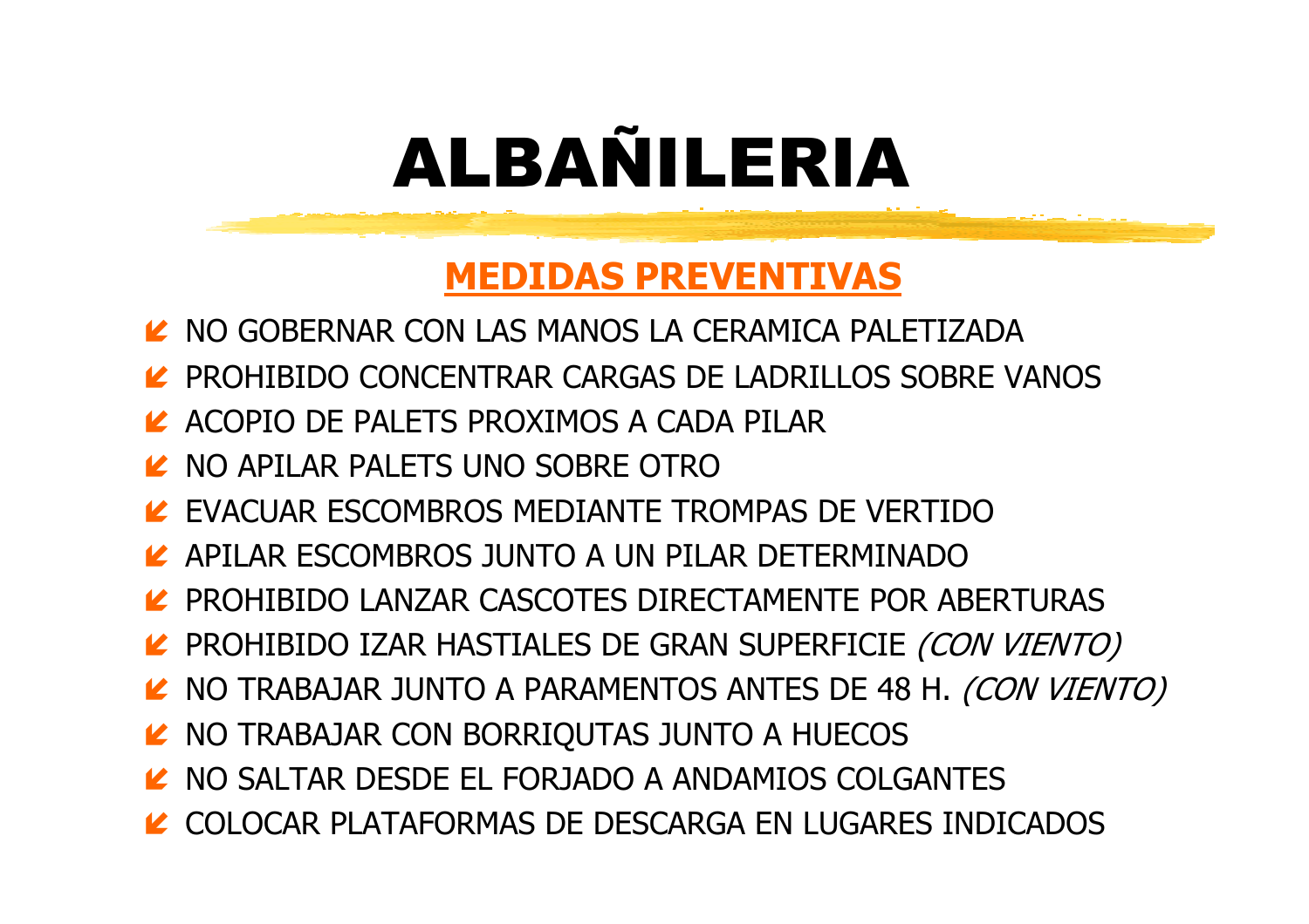# ALBAÑILERIA

## MEDIDAS PREVENTIVAS

- NO GOBERNAR CON LAS MANOS LA CERAMICA PALETIZADA
- PROHIBIDO CONCENTRAR CARGAS DE LADRILLOS SOBRE VANOS
- ACOPIO DE PALETS PROXIMOS A CADA PILAR
- NO APILAR PALETS UNO SOBRE OTRO
- EVACUAR ESCOMBROS MEDIANTE TROMPAS DE VERTIDO
- APILAR ESCOMBROS JUNTO A UN PILAR DETERMINADO
- PROHIBIDO LANZAR CASCOTES DIRECTAMENTE POR ABERTURAS
- PROHIBIDO IZAR HASTIALES DE GRAN SUPERFICIE *(CON VIENTO)*
- NO TRABAJAR JUNTO A PARAMENTOS ANTES DE 48 H. *(CON VIENTO)*
- NO TRABAJAR CON BORRIQUTAS JUNTO A HUECOS
- NO SALTAR DESDE EL FORJADO A ANDAMIOS COLGANTES
- COLOCAR PLATAFORMAS DE DESCARGA EN LUGARES INDICADOS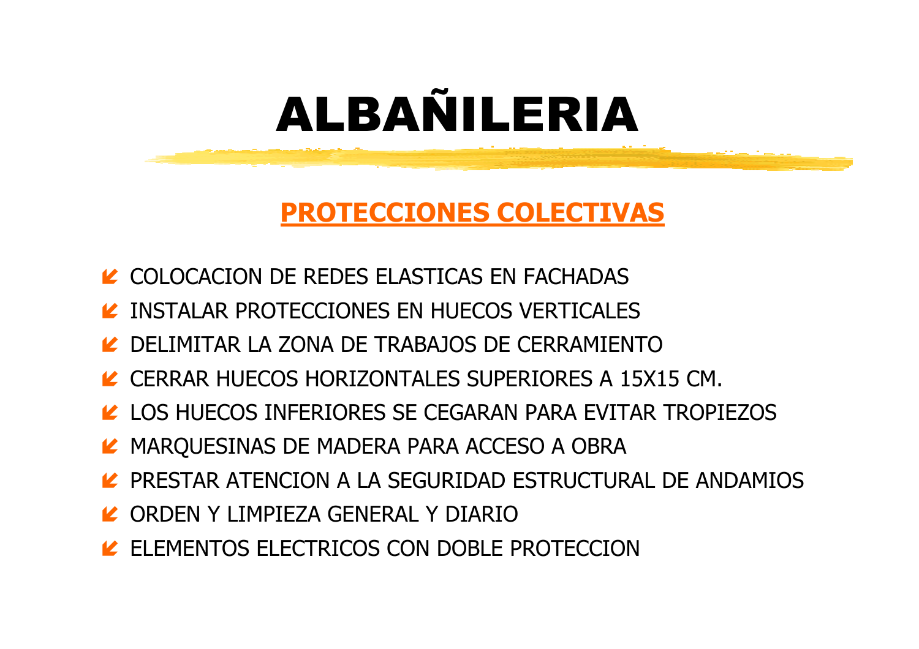# ALBAÑILERIA

## PROTECCIONES COLECTIVAS

- COLOCACION DE REDES ELASTICAS EN FACHADAS
- INSTALAR PROTECCIONES EN HUECOS VERTICALES
- DELIMITAR LA ZONA DE TRABAJOS DE CERRAMIENTO
- CERRAR HUECOS HORIZONTALES SUPERIORES A 15X15 CM.
- LOS HUECOS INFERIORES SE CEGARAN PARA EVITAR TROPIEZOS
- MARQUESINAS DE MADERA PARA ACCESO A OBRA
- PRESTAR ATENCION A LA SEGURIDAD ESTRUCTURAL DE ANDAMIOS
- ORDEN Y LIMPIEZA GENERAL Y DIARIO
- ELEMENTOS ELECTRICOS CON DOBLE PROTECCION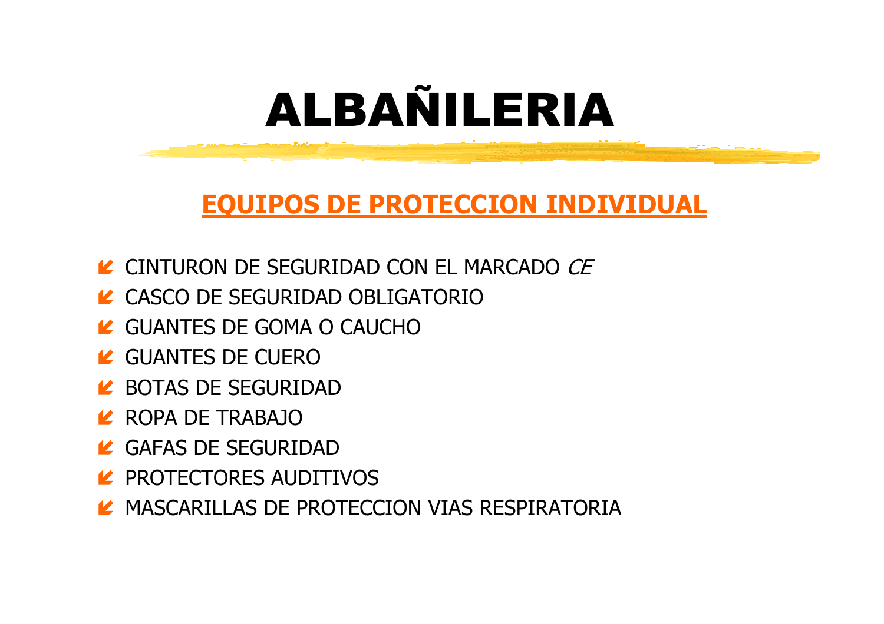# ALBAÑILERIA

## EQUIPOS DE PROTECCION INDIVIDUAL

- CINTURON DE SEGURIDAD CON EL MARCADO *CE*
- CASCO DE SEGURIDAD OBLIGATORIO
- GUANTES DE GOMA O CAUCHO
- GUANTES DE CUERO
- BOTAS DE SEGURIDAD
- ROPA DE TRABAJO
- GAFAS DE SEGURIDAD
- PROTECTORES AUDITIVOS
- MASCARILLAS DE PROTECCION VIAS RESPIRATORIA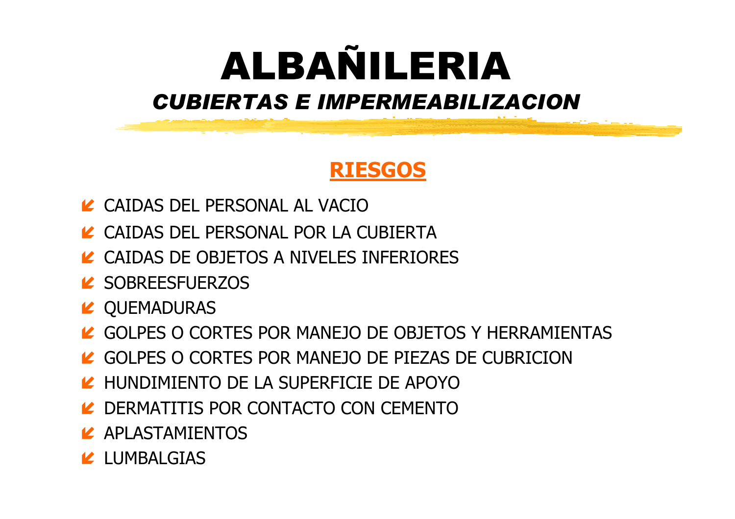# ALBAÑILERIA

## *CUBIERTAS E IMPERMEABILIZACION*

### RIESGOS

- CAIDAS DEL PERSONAL AL VACIO
- CAIDAS DEL PERSONAL POR LA CUBIERTA
- CAIDAS DE OBJETOS A NIVELES INFERIORES
- SOBREESFUERZOS
- QUEMADURAS
- GOLPES O CORTES POR MANEJO DE OBJETOS Y HERRAMIENTAS
- GOLPES O CORTES POR MANEJO DE PIEZAS DE CUBRICION
- HUNDIMIENTO DE LA SUPERFICIE DE APOYO
- DERMATITIS POR CONTACTO CON CEMENTO
- APLASTAMIENTOS
- LUMBALGIAS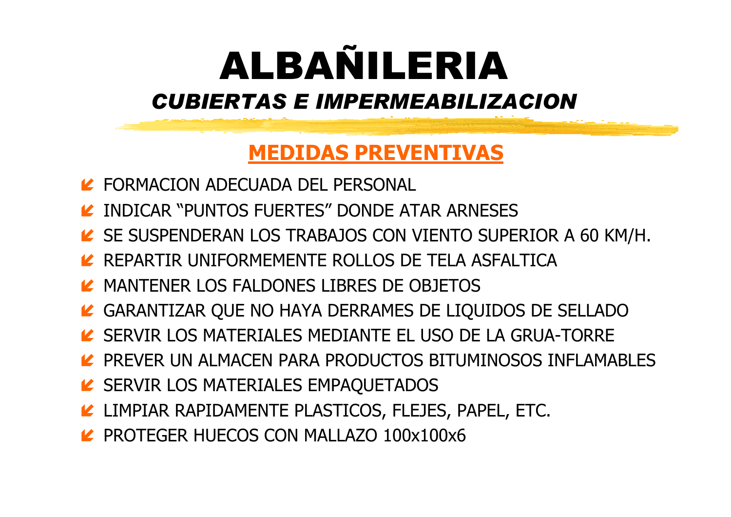# ALBAÑILERIA

## *CUBIERTAS E IMPERMEABILIZACION*

### MEDIDAS PREVENTIVAS

- FORMACION ADECUADA DEL PERSONAL
- INDICAR "PUNTOS FUERTES" DONDE ATAR ARNESES
- SE SUSPENDERAN LOS TRABAJOS CON VIENTO SUPERIOR A 60 KM/H.
- REPARTIR UNIFORMEMENTE ROLLOS DE TELA ASFALTICA
- MANTENER LOS FALDONES LIBRES DE OBJETOS
- GARANTIZAR QUE NO HAYA DERRAMES DE LIQUIDOS DE SELLADO
- SERVIR LOS MATERIALES MEDIANTE EL USO DE LA GRUA-TORRE
- PREVER UN ALMACEN PARA PRODUCTOS BITUMINOSOS INFLAMABLES
- SERVIR LOS MATERIALES EMPAQUETADOS
- LIMPIAR RAPIDAMENTE PLASTICOS, FLEJES, PAPEL, ETC.
- PROTEGER HUECOS CON MALLAZO 100x100x6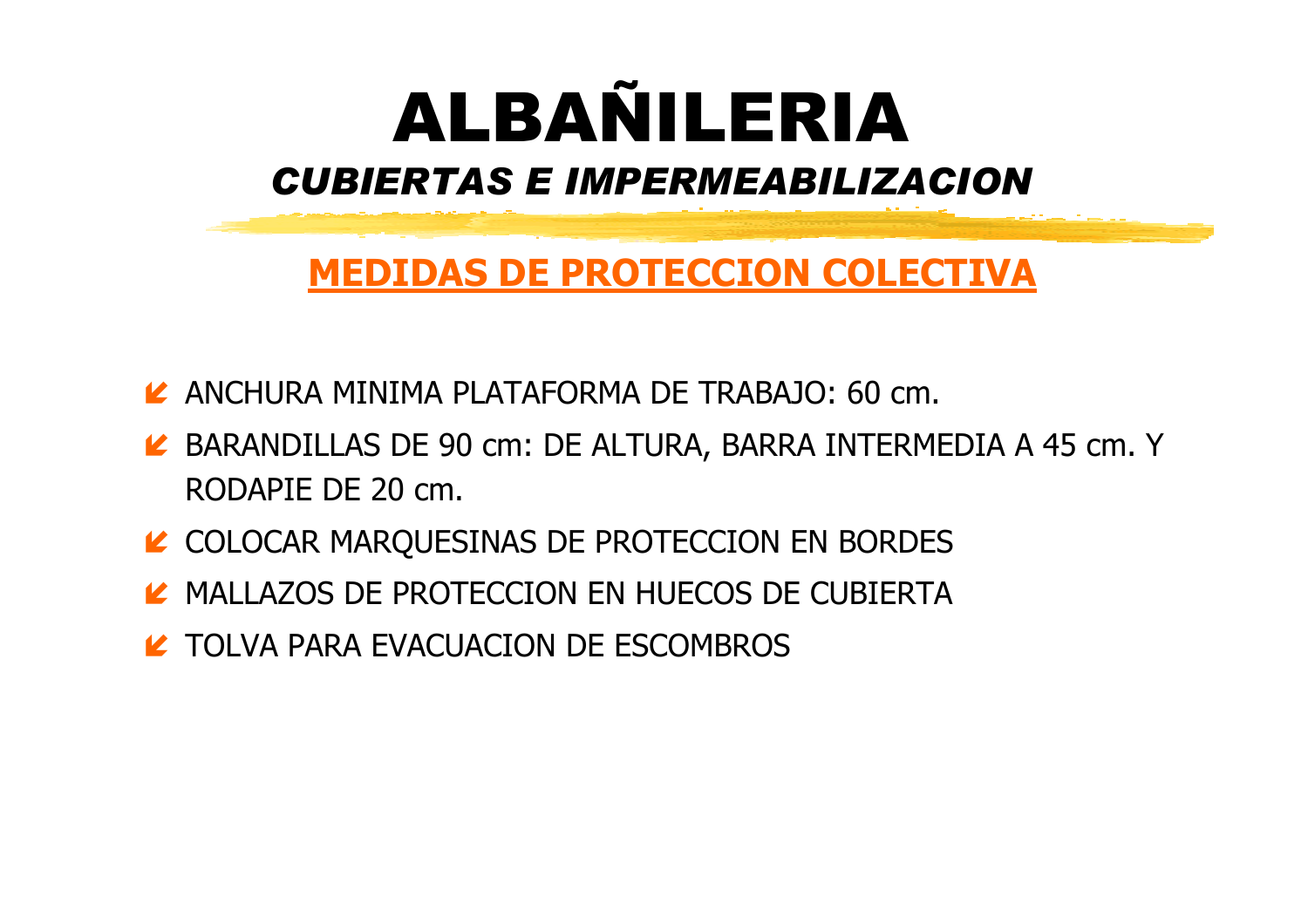# ALBAÑILERIA

## *CUBIERTAS E IMPERMEABILIZACION*

### MEDIDAS DE PROTECCION COLECTIVA

- ANCHURA MINIMA PLATAFORMA DE TRABAJO: 60 cm.
- BARANDILLAS DE 90 cm: DE ALTURA, BARRA INTERMEDIA A 45 cm. Y RODAPIE DE 20 cm.
- COLOCAR MARQUESINAS DE PROTECCION EN BORDES
- MALLAZOS DE PROTECCION EN HUECOS DE CUBIERTA
- TOLVA PARA EVACUACION DE ESCOMBROS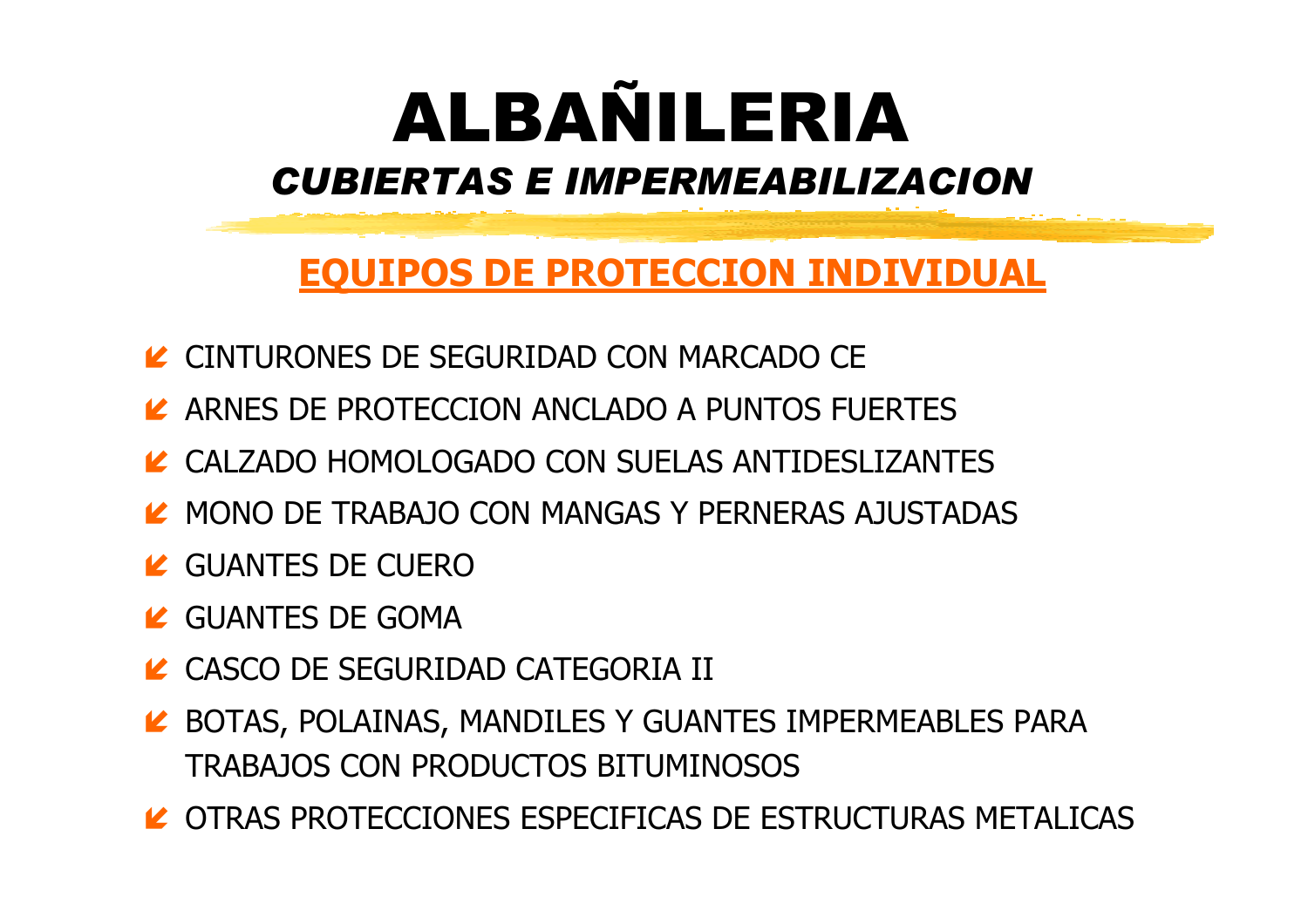# ALBAÑILERIA

### *CUBIERTAS E IMPERMEABILIZACION*

## EQUIPOS DE PROTECCION INDIVIDUAL

- CINTURONES DE SEGURIDAD CON MARCADO CE
- ARNES DE PROTECCION ANCLADO A PUNTOS FUERTES
- CALZADO HOMOLOGADO CON SUELAS ANTIDESLIZANTES
- MONO DE TRABAJO CON MANGAS Y PERNERAS AJUSTADAS
- GUANTES DE CUERO
- GUANTES DE GOMA
- CASCO DE SEGURIDAD CATEGORIA II
- BOTAS, POLAINAS, MANDILES Y GUANTES IMPERMEABLES PARA TRABAJOS CON PRODUCTOS BITUMINOSOS
- OTRAS PROTECCIONES ESPECIFICAS DE ESTRUCTURAS METALICAS